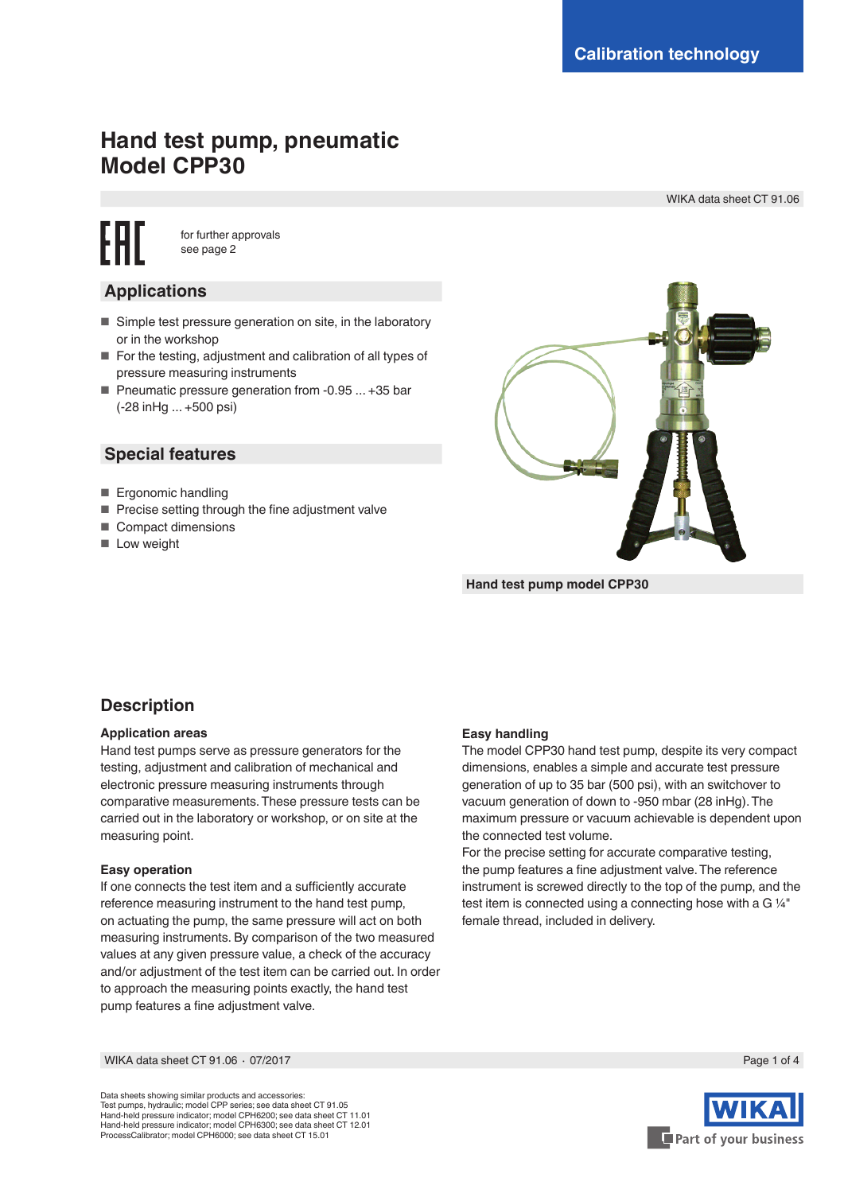Calibration technology

# Hand test pump, pneumatic
# Model CPP30

WIKA data sheet CT 91.06

for further approvals see page 2

## Applications

- Simple test pressure generation on site, in the laboratory or in the workshop
- For the testing, adjustment and calibration of all types of pressure measuring instruments
- Pneumatic pressure generation from -0.95 ... +35 bar (-28 inHg ... +500 psi)

## Special features

- Ergonomic handling
- Precise setting through the fine adjustment valve
- Compact dimensions
- Low weight

Hand test pump model CPP30

## Description

### Application areas

Hand test pumps serve as pressure generators for the testing, adjustment and calibration of mechanical and electronic pressure measuring instruments through comparative measurements. These pressure tests can be carried out in the laboratory or workshop, or on site at the measuring point.

### Easy operation

If one connects the test item and a sufficiently accurate reference measuring instrument to the hand test pump, on actuating the pump, the same pressure will act on both measuring instruments. By comparison of the two measured values at any given pressure value, a check of the accuracy and/or adjustment of the test item can be carried out. In order to approach the measuring points exactly, the hand test pump features a fine adjustment valve.

### Easy handling

The model CPP30 hand test pump, despite its very compact dimensions, enables a simple and accurate test pressure generation of up to 35 bar (500 psi), with an switchover to vacuum generation of down to -950 mbar (28 inHg). The maximum pressure or vacuum achievable is dependent upon the connected test volume.

For the precise setting for accurate comparative testing, the pump features a fine adjustment valve. The reference instrument is screwed directly to the top of the pump, and the test item is connected using a connecting hose with a G ¼" female thread, included in delivery.

Data sheets showing similar products and accessories:
Test pumps, hydraulic; model CPP series; see data sheet CT 91.05
Hand-held pressure indicator; model CPH6200; see data sheet CT 11.01
Hand-held pressure indicator; model CPH6300; see data sheet CT 12.01
ProcessCalibrator; model CPH6000; see data sheet CT 15.01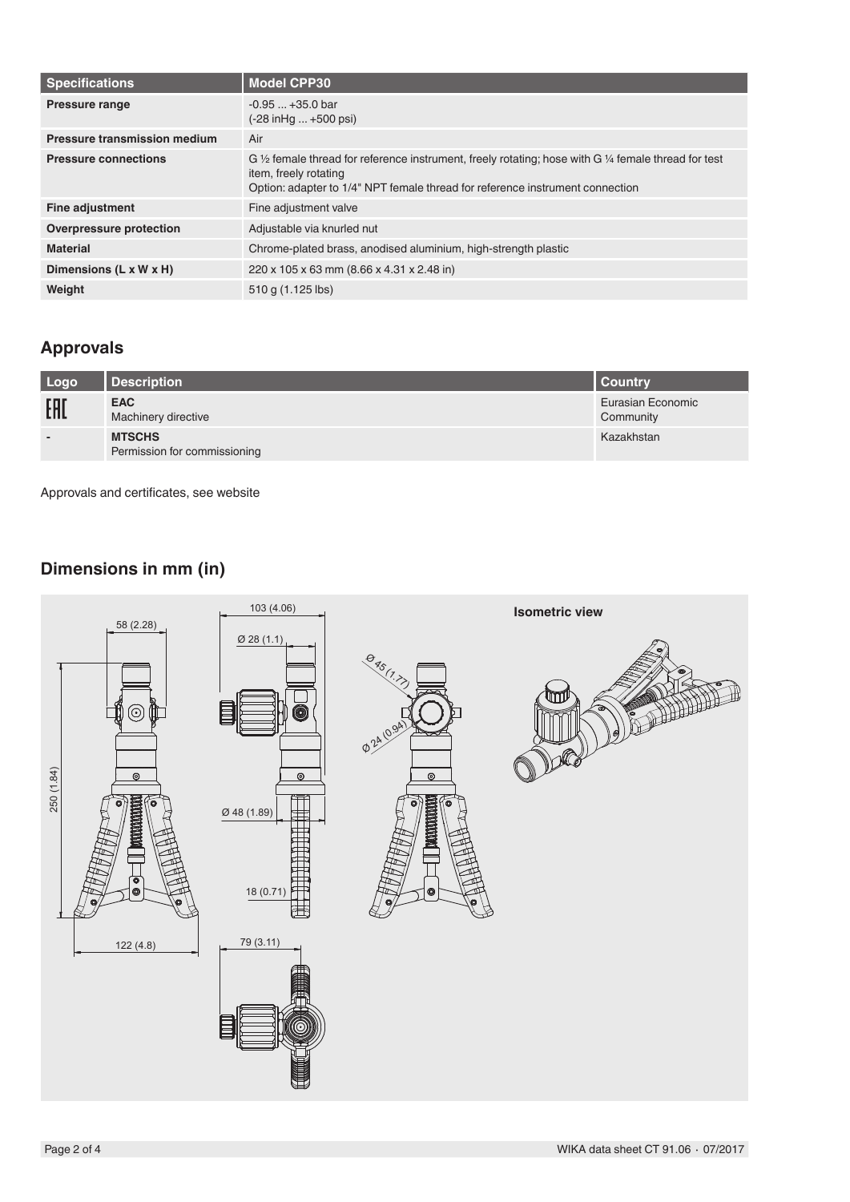| Specifications | Model CPP30 |
|---|---|
| **Pressure range** | -0.95 ... +35.0 bar<br>(-28 inHg ... +500 psi) |
| **Pressure transmission medium** | Air |
| **Pressure connections** | G ½ female thread for reference instrument, freely rotating; hose with G ¼ female thread for test item, freely rotating<br>Option: adapter to 1/4" NPT female thread for reference instrument connection |
| **Fine adjustment** | Fine adjustment valve |
| **Overpressure protection** | Adjustable via knurled nut |
| **Material** | Chrome-plated brass, anodised aluminium, high-strength plastic |
| **Dimensions (L x W x H)** | 220 x 105 x 63 mm (8.66 x 4.31 x 2.48 in) |
| **Weight** | 510 g (1.125 lbs) |

## Approvals

| Logo | Description | Country |
|---|---|---|
| EAC | **EAC**<br>Machinery directive | Eurasian Economic Community |
| - | **MTSCHS**<br>Permission for commissioning | Kazakhstan |

Approvals and certificates, see website

## Dimensions in mm (in)

58 (2.28)

250 (1.84)

122 (4.8)

103 (4.06)

Ø 28 (1.1)

Ø 48 (1.89)

18 (0.71)

79 (3.11)

Ø 45 (1.77)

Ø 24 (0.94)

**Isometric view**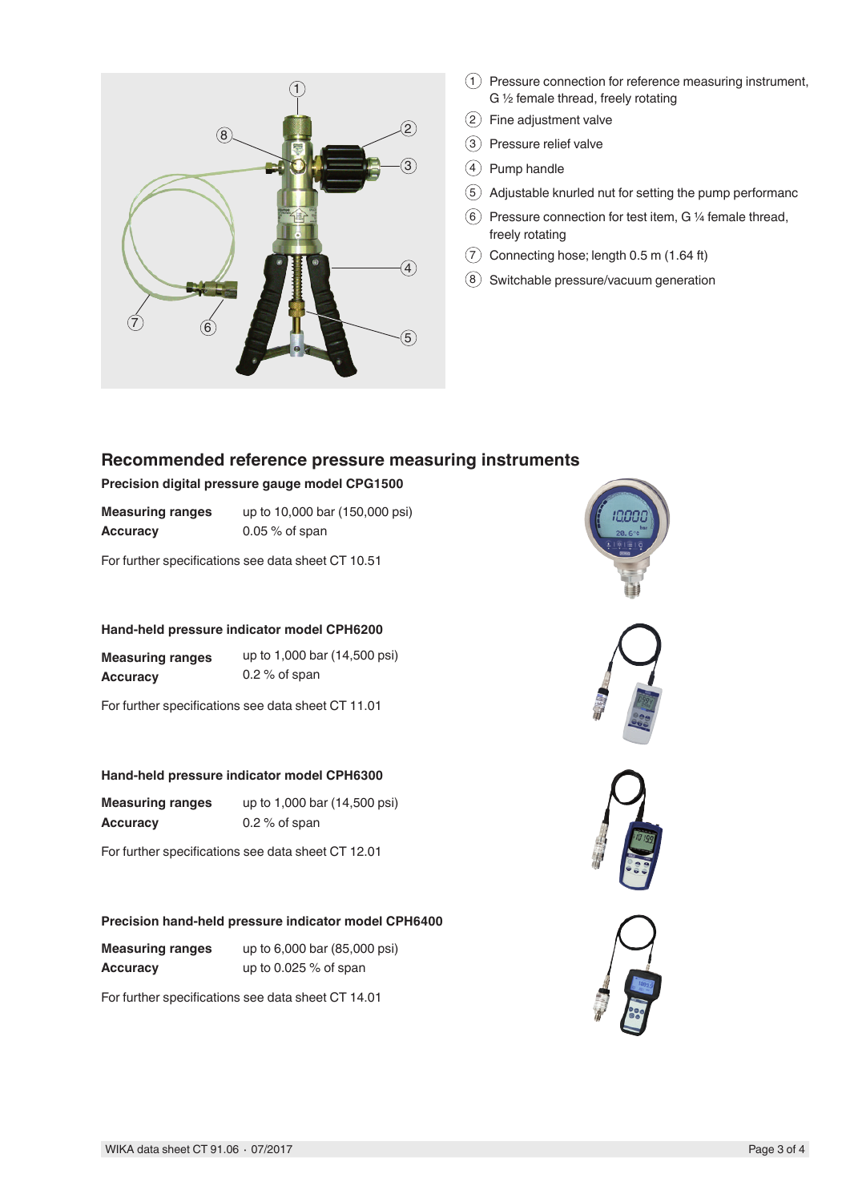1. Pressure connection for reference measuring instrument, G ½ female thread, freely rotating
2. Fine adjustment valve
3. Pressure relief valve
4. Pump handle
5. Adjustable knurled nut for setting the pump performanc
6. Pressure connection for test item, G ¼ female thread, freely rotating
7. Connecting hose; length 0.5 m (1.64 ft)
8. Switchable pressure/vacuum generation

## Recommended reference pressure measuring instruments

### Precision digital pressure gauge model CPG1500

| | |
|---|---|
| **Measuring ranges** | up to 10,000 bar (150,000 psi) |
| **Accuracy** | 0.05 % of span |

For further specifications see data sheet CT 10.51

### Hand-held pressure indicator model CPH6200

| | |
|---|---|
| **Measuring ranges** | up to 1,000 bar (14,500 psi) |
| **Accuracy** | 0.2 % of span |

For further specifications see data sheet CT 11.01

### Hand-held pressure indicator model CPH6300

| | |
|---|---|
| **Measuring ranges** | up to 1,000 bar (14,500 psi) |
| **Accuracy** | 0.2 % of span |

For further specifications see data sheet CT 12.01

### Precision hand-held pressure indicator model CPH6400

| | |
|---|---|
| **Measuring ranges** | up to 6,000 bar (85,000 psi) |
| **Accuracy** | up to 0.025 % of span |

For further specifications see data sheet CT 14.01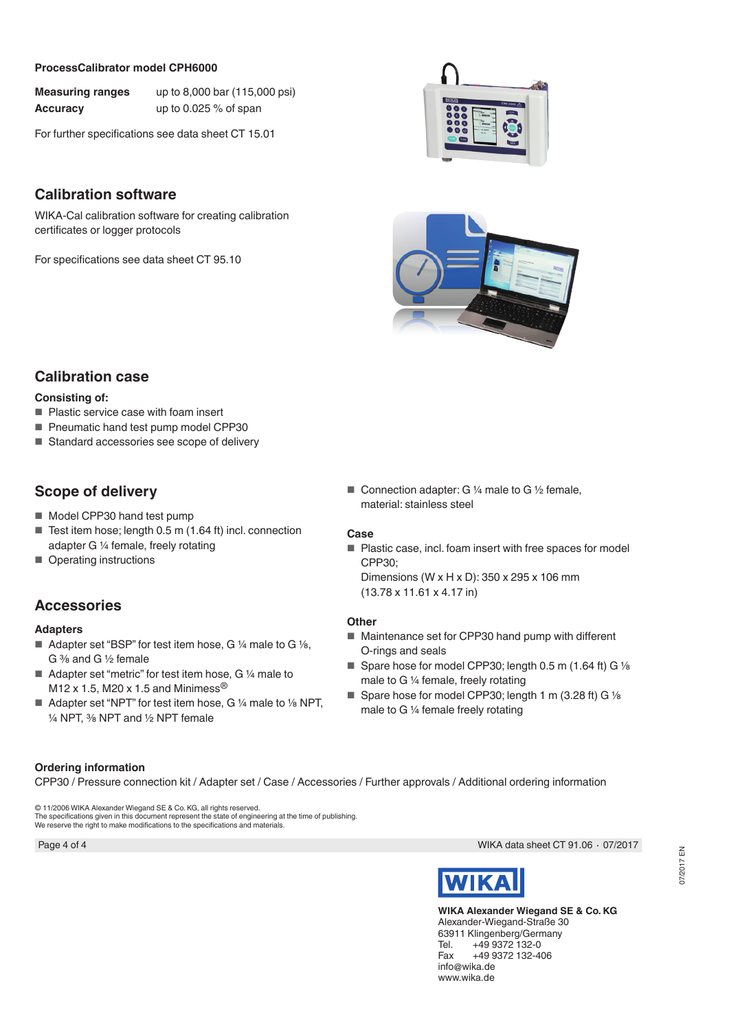**ProcessCalibrator model CPH6000**

| | |
|---|---|
| **Measuring ranges** | up to 8,000 bar (115,000 psi) |
| **Accuracy** | up to 0.025 % of span |

For further specifications see data sheet CT 15.01

## Calibration software

WIKA-Cal calibration software for creating calibration certificates or logger protocols

For specifications see data sheet CT 95.10

## Calibration case

**Consisting of:**

- Plastic service case with foam insert
- Pneumatic hand test pump model CPP30
- Standard accessories see scope of delivery

## Scope of delivery

- Model CPP30 hand test pump
- Test item hose; length 0.5 m (1.64 ft) incl. connection adapter G ¼ female, freely rotating
- Operating instructions

## Accessories

### Adapters

- Adapter set "BSP" for test item hose, G ¼ male to G ⅛, G ⅜ and G ½ female
- Adapter set "metric" for test item hose, G ¼ male to M12 x 1.5, M20 x 1.5 and Minimess®
- Adapter set "NPT" for test item hose, G ¼ male to ⅛ NPT, ¼ NPT, ⅜ NPT and ½ NPT female
- Connection adapter: G ¼ male to G ½ female, material: stainless steel

### Case

- Plastic case, incl. foam insert with free spaces for model CPP30;
  Dimensions (W x H x D): 350 x 295 x 106 mm (13.78 x 11.61 x 4.17 in)

### Other

- Maintenance set for CPP30 hand pump with different O-rings and seals
- Spare hose for model CPP30; length 0.5 m (1.64 ft) G ⅛ male to G ¼ female, freely rotating
- Spare hose for model CPP30; length 1 m (3.28 ft) G ⅛ male to G ¼ female freely rotating

**Ordering information**

CPP30 / Pressure connection kit / Adapter set / Case / Accessories / Further approvals / Additional ordering information

© 11/2006 WIKA Alexander Wiegand SE & Co. KG, all rights reserved.
The specifications given in this document represent the state of engineering at the time of publishing.
We reserve the right to make modifications to the specifications and materials.

WIKA data sheet CT 91.06 · 07/2017

**WIKA Alexander Wiegand SE & Co. KG**
Alexander-Wiegand-Straße 30
63911 Klingenberg/Germany
Tel. +49 9372 132-0
Fax +49 9372 132-406
info@wika.de
www.wika.de